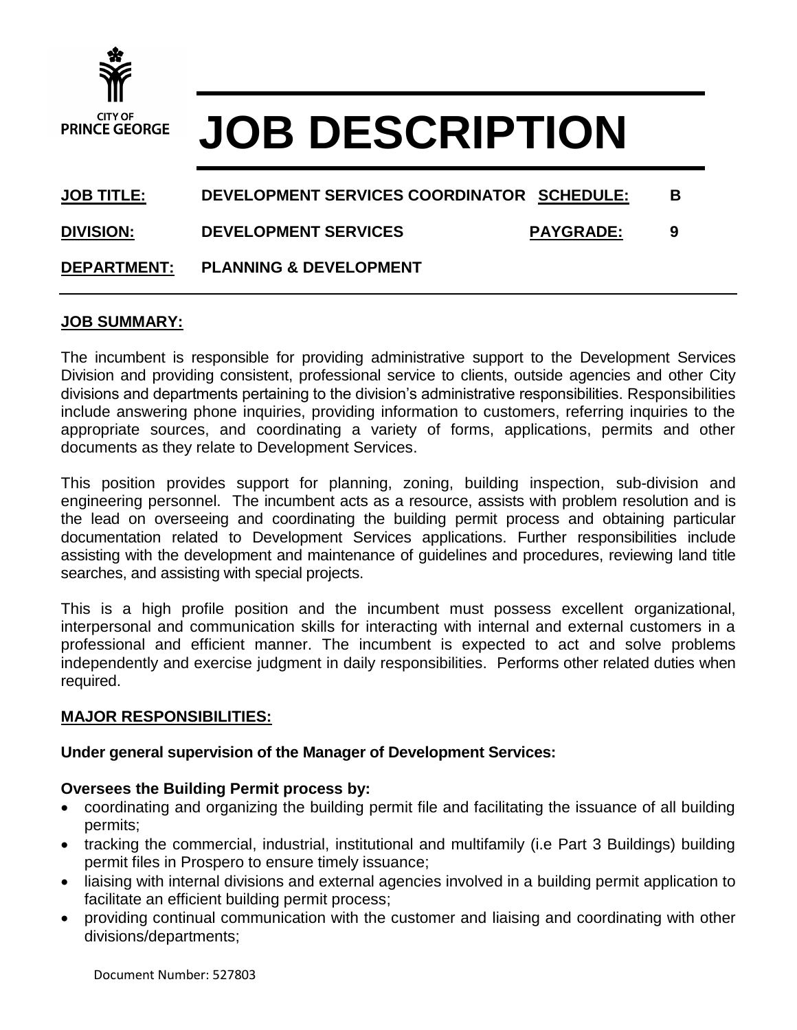CITY OF PRINCE GEORGE

# JOB DESCRIPTION

| | | | |
|---|---|---|---|
| **JOB TITLE:** | **DEVELOPMENT SERVICES COORDINATOR** | **SCHEDULE:** | **B** |
| **DIVISION:** | **DEVELOPMENT SERVICES** | **PAYGRADE:** | **9** |
| **DEPARTMENT:** | **PLANNING & DEVELOPMENT** | | |

## JOB SUMMARY:

The incumbent is responsible for providing administrative support to the Development Services Division and providing consistent, professional service to clients, outside agencies and other City divisions and departments pertaining to the division's administrative responsibilities. Responsibilities include answering phone inquiries, providing information to customers, referring inquiries to the appropriate sources, and coordinating a variety of forms, applications, permits and other documents as they relate to Development Services.

This position provides support for planning, zoning, building inspection, sub-division and engineering personnel. The incumbent acts as a resource, assists with problem resolution and is the lead on overseeing and coordinating the building permit process and obtaining particular documentation related to Development Services applications. Further responsibilities include assisting with the development and maintenance of guidelines and procedures, reviewing land title searches, and assisting with special projects.

This is a high profile position and the incumbent must possess excellent organizational, interpersonal and communication skills for interacting with internal and external customers in a professional and efficient manner. The incumbent is expected to act and solve problems independently and exercise judgment in daily responsibilities. Performs other related duties when required.

## MAJOR RESPONSIBILITIES:

**Under general supervision of the Manager of Development Services:**

**Oversees the Building Permit process by:**

- coordinating and organizing the building permit file and facilitating the issuance of all building permits;
- tracking the commercial, industrial, institutional and multifamily (i.e Part 3 Buildings) building permit files in Prospero to ensure timely issuance;
- liaising with internal divisions and external agencies involved in a building permit application to facilitate an efficient building permit process;
- providing continual communication with the customer and liaising and coordinating with other divisions/departments;

Document Number: 527803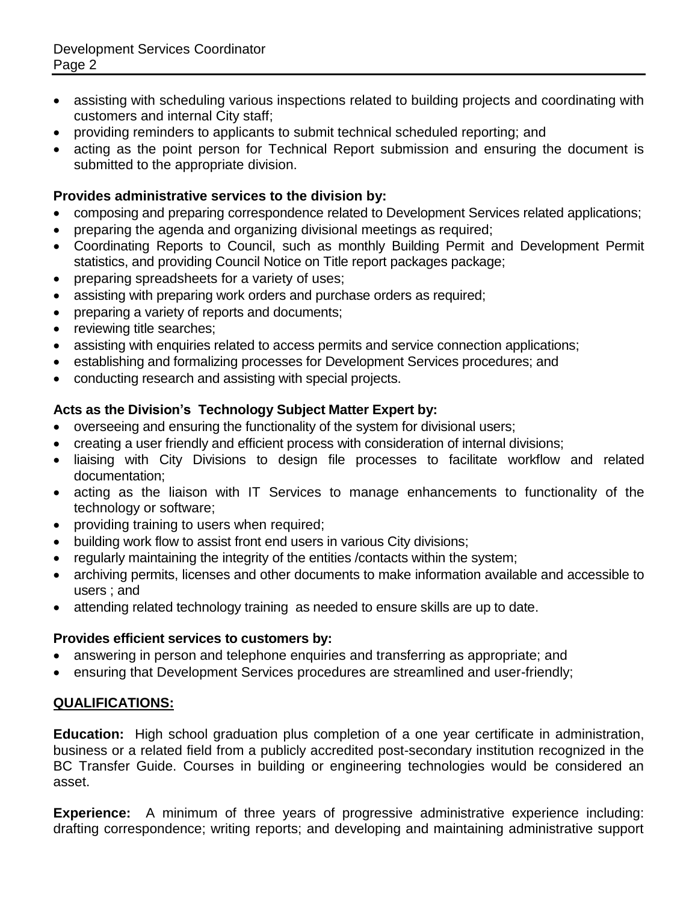- assisting with scheduling various inspections related to building projects and coordinating with customers and internal City staff;
- providing reminders to applicants to submit technical scheduled reporting; and
- acting as the point person for Technical Report submission and ensuring the document is submitted to the appropriate division.

**Provides administrative services to the division by:**

- composing and preparing correspondence related to Development Services related applications;
- preparing the agenda and organizing divisional meetings as required;
- Coordinating Reports to Council, such as monthly Building Permit and Development Permit statistics, and providing Council Notice on Title report packages package;
- preparing spreadsheets for a variety of uses;
- assisting with preparing work orders and purchase orders as required;
- preparing a variety of reports and documents;
- reviewing title searches;
- assisting with enquiries related to access permits and service connection applications;
- establishing and formalizing processes for Development Services procedures; and
- conducting research and assisting with special projects.

**Acts as the Division's Technology Subject Matter Expert by:**

- overseeing and ensuring the functionality of the system for divisional users;
- creating a user friendly and efficient process with consideration of internal divisions;
- liaising with City Divisions to design file processes to facilitate workflow and related documentation;
- acting as the liaison with IT Services to manage enhancements to functionality of the technology or software;
- providing training to users when required;
- building work flow to assist front end users in various City divisions;
- regularly maintaining the integrity of the entities /contacts within the system;
- archiving permits, licenses and other documents to make information available and accessible to users ; and
- attending related technology training as needed to ensure skills are up to date.

**Provides efficient services to customers by:**

- answering in person and telephone enquiries and transferring as appropriate; and
- ensuring that Development Services procedures are streamlined and user-friendly;

## QUALIFICATIONS:

**Education:** High school graduation plus completion of a one year certificate in administration, business or a related field from a publicly accredited post-secondary institution recognized in the BC Transfer Guide. Courses in building or engineering technologies would be considered an asset.

**Experience:** A minimum of three years of progressive administrative experience including: drafting correspondence; writing reports; and developing and maintaining administrative support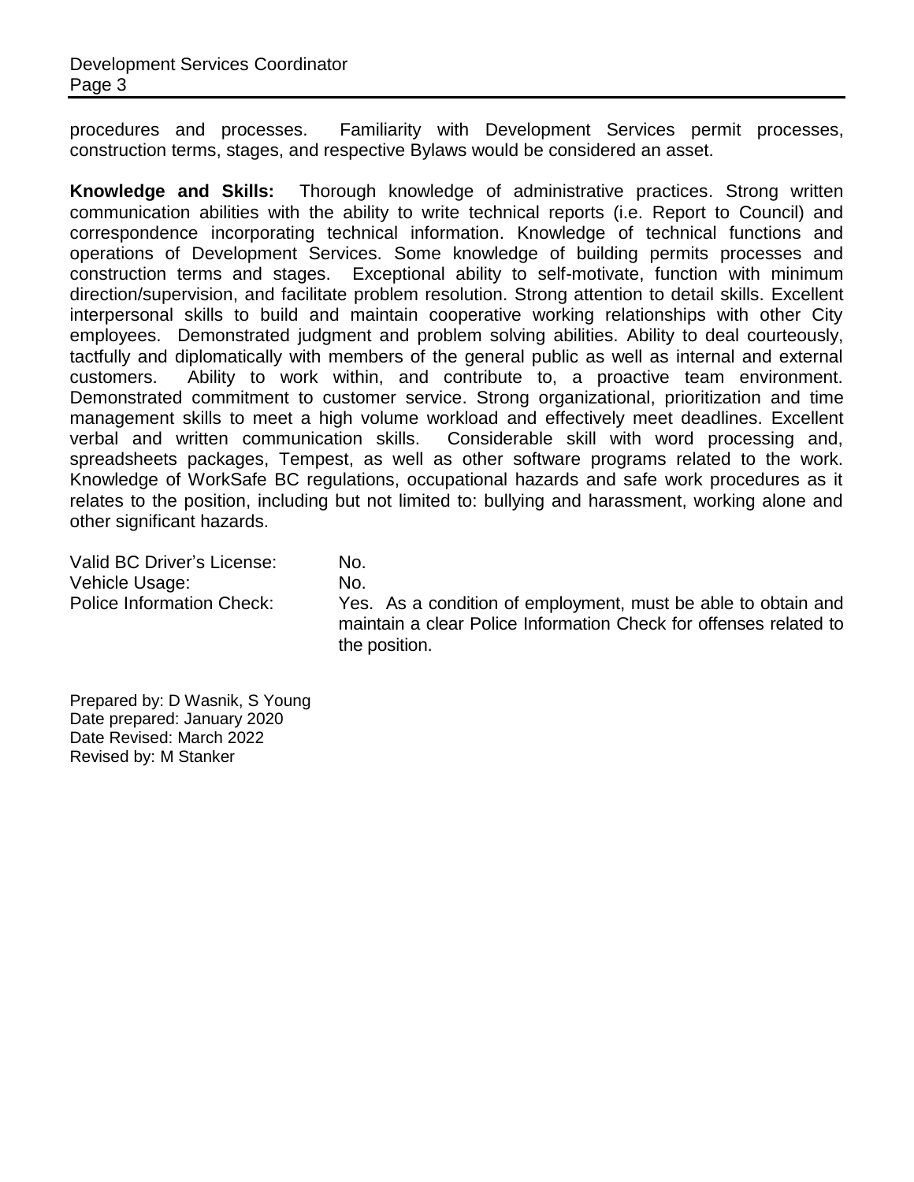procedures and processes. Familiarity with Development Services permit processes, construction terms, stages, and respective Bylaws would be considered an asset.

**Knowledge and Skills:** Thorough knowledge of administrative practices. Strong written communication abilities with the ability to write technical reports (i.e. Report to Council) and correspondence incorporating technical information. Knowledge of technical functions and operations of Development Services. Some knowledge of building permits processes and construction terms and stages. Exceptional ability to self-motivate, function with minimum direction/supervision, and facilitate problem resolution. Strong attention to detail skills. Excellent interpersonal skills to build and maintain cooperative working relationships with other City employees. Demonstrated judgment and problem solving abilities. Ability to deal courteously, tactfully and diplomatically with members of the general public as well as internal and external customers. Ability to work within, and contribute to, a proactive team environment. Demonstrated commitment to customer service. Strong organizational, prioritization and time management skills to meet a high volume workload and effectively meet deadlines. Excellent verbal and written communication skills. Considerable skill with word processing and, spreadsheets packages, Tempest, as well as other software programs related to the work. Knowledge of WorkSafe BC regulations, occupational hazards and safe work procedures as it relates to the position, including but not limited to: bullying and harassment, working alone and other significant hazards.

| | |
|---|---|
| Valid BC Driver's License: | No. |
| Vehicle Usage: | No. |
| Police Information Check: | Yes. As a condition of employment, must be able to obtain and maintain a clear Police Information Check for offenses related to the position. |

Prepared by: D Wasnik, S Young
Date prepared: January 2020
Date Revised: March 2022
Revised by: M Stanker